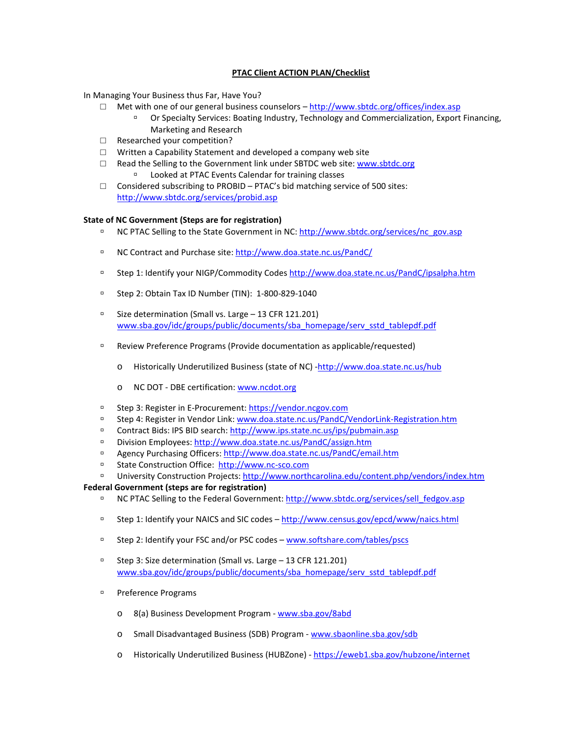# PTAC Client ACTION PLAN/Checklist

In Managing Your Business thus Far, Have You?

- ☐ Met with one of our general business counselors – http://www.sbtdc.org/offices/index.asp
  - Or Specialty Services: Boating Industry, Technology and Commercialization, Export Financing, Marketing and Research
- ☐ Researched your competition?
- ☐ Written a Capability Statement and developed a company web site
- ☐ Read the Selling to the Government link under SBTDC web site: www.sbtdc.org
  - Looked at PTAC Events Calendar for training classes
- ☐ Considered subscribing to PROBID – PTAC's bid matching service of 500 sites: http://www.sbtdc.org/services/probid.asp

**State of NC Government (Steps are for registration)**

- NC PTAC Selling to the State Government in NC: http://www.sbtdc.org/services/nc_gov.asp
- NC Contract and Purchase site: http://www.doa.state.nc.us/PandC/
- Step 1: Identify your NIGP/Commodity Codes http://www.doa.state.nc.us/PandC/ipsalpha.htm
- Step 2: Obtain Tax ID Number (TIN): 1-800-829-1040
- Size determination (Small vs. Large – 13 CFR 121.201) www.sba.gov/idc/groups/public/documents/sba_homepage/serv_sstd_tablepdf.pdf
- Review Preference Programs (Provide documentation as applicable/requested)
  - Historically Underutilized Business (state of NC) -http://www.doa.state.nc.us/hub
  - NC DOT - DBE certification: www.ncdot.org
- Step 3: Register in E-Procurement: https://vendor.ncgov.com
- Step 4: Register in Vendor Link: www.doa.state.nc.us/PandC/VendorLink-Registration.htm
- Contract Bids: IPS BID search: http://www.ips.state.nc.us/ips/pubmain.asp
- Division Employees: http://www.doa.state.nc.us/PandC/assign.htm
- Agency Purchasing Officers: http://www.doa.state.nc.us/PandC/email.htm
- State Construction Office: http://www.nc-sco.com
- University Construction Projects: http://www.northcarolina.edu/content.php/vendors/index.htm

**Federal Government (steps are for registration)**

- NC PTAC Selling to the Federal Government: http://www.sbtdc.org/services/sell_fedgov.asp
- Step 1: Identify your NAICS and SIC codes – http://www.census.gov/epcd/www/naics.html
- Step 2: Identify your FSC and/or PSC codes – www.softshare.com/tables/pscs
- Step 3: Size determination (Small vs. Large – 13 CFR 121.201) www.sba.gov/idc/groups/public/documents/sba_homepage/serv_sstd_tablepdf.pdf
- Preference Programs
  - 8(a) Business Development Program - www.sba.gov/8abd
  - Small Disadvantaged Business (SDB) Program - www.sbaonline.sba.gov/sdb
  - Historically Underutilized Business (HUBZone) - https://eweb1.sba.gov/hubzone/internet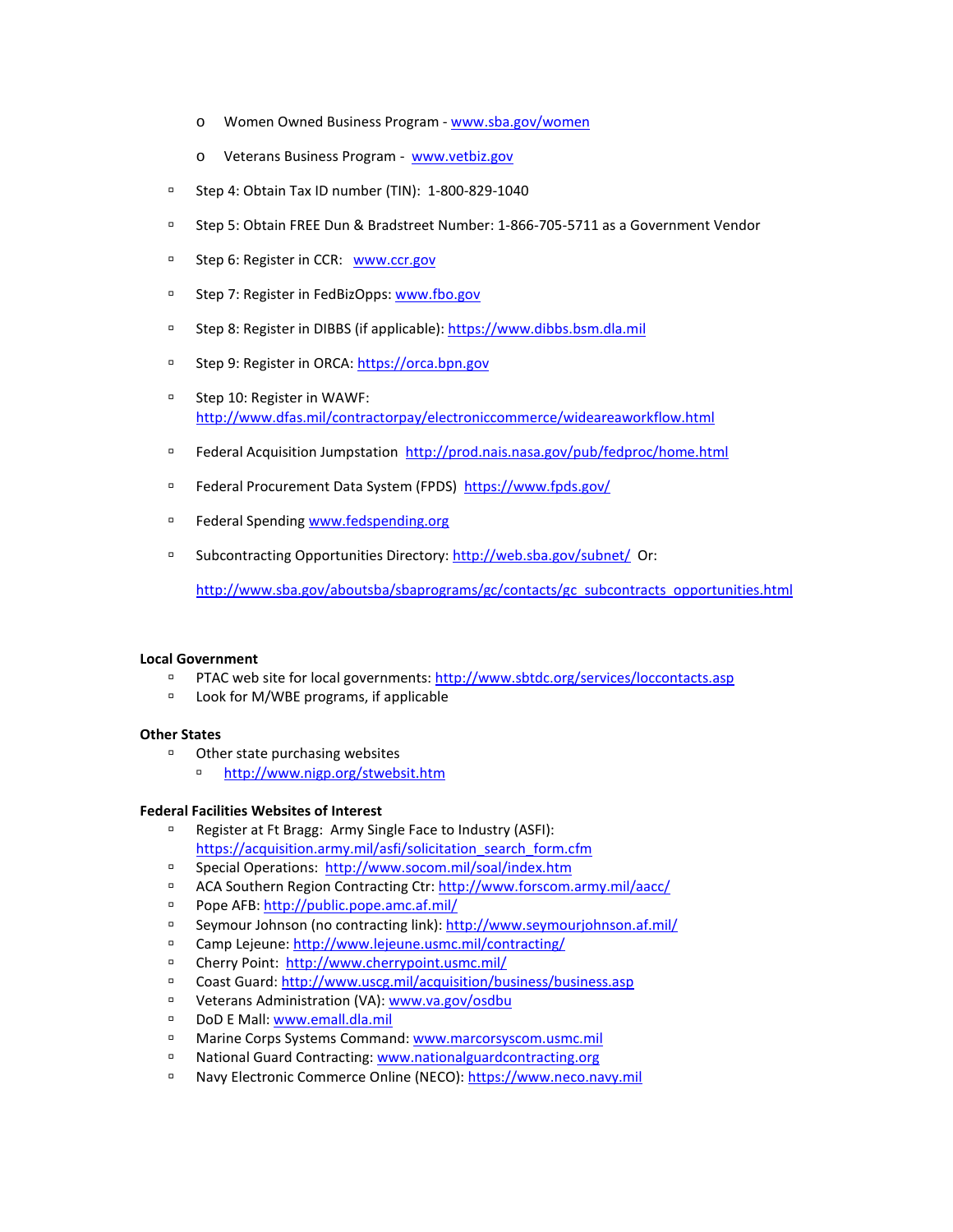- Women Owned Business Program - www.sba.gov/women
  - Veterans Business Program - www.vetbiz.gov
- Step 4: Obtain Tax ID number (TIN): 1-800-829-1040
- Step 5: Obtain FREE Dun & Bradstreet Number: 1-866-705-5711 as a Government Vendor
- Step 6: Register in CCR: www.ccr.gov
- Step 7: Register in FedBizOpps: www.fbo.gov
- Step 8: Register in DIBBS (if applicable): https://www.dibbs.bsm.dla.mil
- Step 9: Register in ORCA: https://orca.bpn.gov
- Step 10: Register in WAWF: http://www.dfas.mil/contractorpay/electroniccommerce/wideareaworkflow.html
- Federal Acquisition Jumpstation http://prod.nais.nasa.gov/pub/fedproc/home.html
- Federal Procurement Data System (FPDS) https://www.fpds.gov/
- Federal Spending www.fedspending.org
- Subcontracting Opportunities Directory: http://web.sba.gov/subnet/ Or:

  http://www.sba.gov/aboutsba/sbaprograms/gc/contacts/gc_subcontracts_opportunities.html

**Local Government**

- PTAC web site for local governments: http://www.sbtdc.org/services/loccontacts.asp
- Look for M/WBE programs, if applicable

**Other States**

- Other state purchasing websites
  - http://www.nigp.org/stwebsit.htm

**Federal Facilities Websites of Interest**

- Register at Ft Bragg: Army Single Face to Industry (ASFI): https://acquisition.army.mil/asfi/solicitation_search_form.cfm
- Special Operations: http://www.socom.mil/soal/index.htm
- ACA Southern Region Contracting Ctr: http://www.forscom.army.mil/aacc/
- Pope AFB: http://public.pope.amc.af.mil/
- Seymour Johnson (no contracting link): http://www.seymourjohnson.af.mil/
- Camp Lejeune: http://www.lejeune.usmc.mil/contracting/
- Cherry Point: http://www.cherrypoint.usmc.mil/
- Coast Guard: http://www.uscg.mil/acquisition/business/business.asp
- Veterans Administration (VA): www.va.gov/osdbu
- DoD E Mall: www.emall.dla.mil
- Marine Corps Systems Command: www.marcorsyscom.usmc.mil
- National Guard Contracting: www.nationalguardcontracting.org
- Navy Electronic Commerce Online (NECO): https://www.neco.navy.mil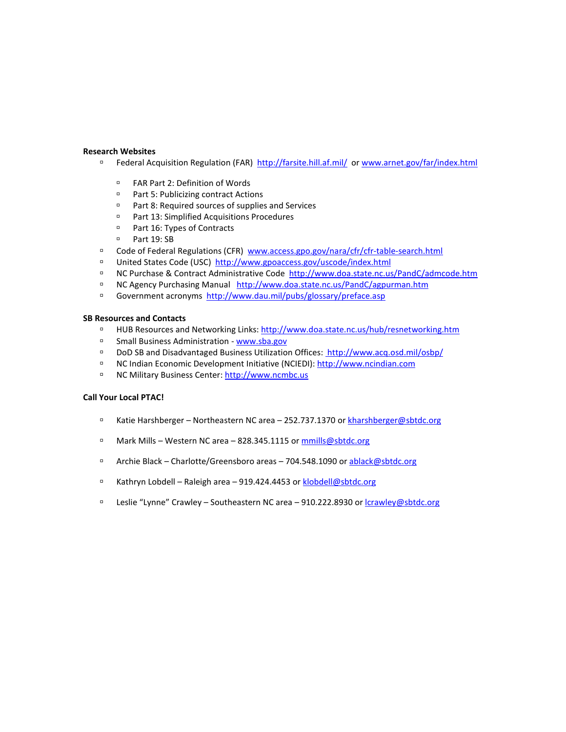**Research Websites**

- Federal Acquisition Regulation (FAR) http://farsite.hill.af.mil/ or www.arnet.gov/far/index.html
  - FAR Part 2: Definition of Words
  - Part 5: Publicizing contract Actions
  - Part 8: Required sources of supplies and Services
  - Part 13: Simplified Acquisitions Procedures
  - Part 16: Types of Contracts
  - Part 19: SB
- Code of Federal Regulations (CFR) www.access.gpo.gov/nara/cfr/cfr-table-search.html
- United States Code (USC) http://www.gpoaccess.gov/uscode/index.html
- NC Purchase & Contract Administrative Code http://www.doa.state.nc.us/PandC/admcode.htm
- NC Agency Purchasing Manual http://www.doa.state.nc.us/PandC/agpurman.htm
- Government acronyms http://www.dau.mil/pubs/glossary/preface.asp

**SB Resources and Contacts**

- HUB Resources and Networking Links: http://www.doa.state.nc.us/hub/resnetworking.htm
- Small Business Administration - www.sba.gov
- DoD SB and Disadvantaged Business Utilization Offices: http://www.acq.osd.mil/osbp/
- NC Indian Economic Development Initiative (NCIEDI): http://www.ncindian.com
- NC Military Business Center: http://www.ncmbc.us

**Call Your Local PTAC!**

- Katie Harshberger – Northeastern NC area – 252.737.1370 or kharshberger@sbtdc.org
- Mark Mills – Western NC area – 828.345.1115 or mmills@sbtdc.org
- Archie Black – Charlotte/Greensboro areas – 704.548.1090 or ablack@sbtdc.org
- Kathryn Lobdell – Raleigh area – 919.424.4453 or klobdell@sbtdc.org
- Leslie "Lynne" Crawley – Southeastern NC area – 910.222.8930 or lcrawley@sbtdc.org